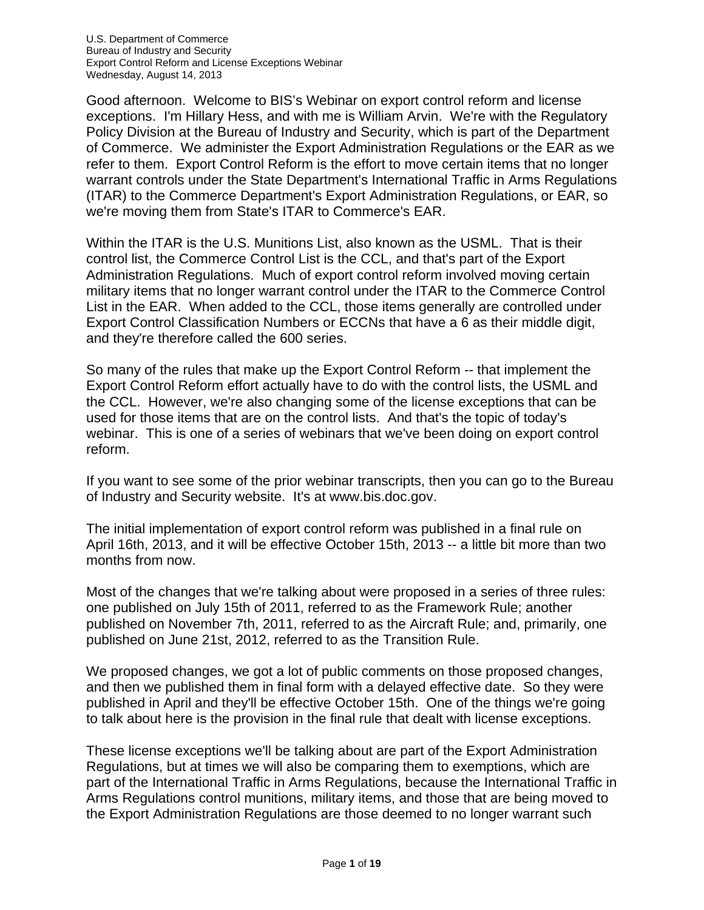U.S. Department of Commerce
Bureau of Industry and Security
Export Control Reform and License Exceptions Webinar
Wednesday, August 14, 2013

Good afternoon. Welcome to BIS's Webinar on export control reform and license exceptions. I'm Hillary Hess, and with me is William Arvin. We're with the Regulatory Policy Division at the Bureau of Industry and Security, which is part of the Department of Commerce. We administer the Export Administration Regulations or the EAR as we refer to them. Export Control Reform is the effort to move certain items that no longer warrant controls under the State Department's International Traffic in Arms Regulations (ITAR) to the Commerce Department's Export Administration Regulations, or EAR, so we're moving them from State's ITAR to Commerce's EAR.

Within the ITAR is the U.S. Munitions List, also known as the USML. That is their control list, the Commerce Control List is the CCL, and that's part of the Export Administration Regulations. Much of export control reform involved moving certain military items that no longer warrant control under the ITAR to the Commerce Control List in the EAR. When added to the CCL, those items generally are controlled under Export Control Classification Numbers or ECCNs that have a 6 as their middle digit, and they're therefore called the 600 series.

So many of the rules that make up the Export Control Reform -- that implement the Export Control Reform effort actually have to do with the control lists, the USML and the CCL. However, we're also changing some of the license exceptions that can be used for those items that are on the control lists. And that's the topic of today's webinar. This is one of a series of webinars that we've been doing on export control reform.

If you want to see some of the prior webinar transcripts, then you can go to the Bureau of Industry and Security website. It's at www.bis.doc.gov.

The initial implementation of export control reform was published in a final rule on April 16th, 2013, and it will be effective October 15th, 2013 -- a little bit more than two months from now.

Most of the changes that we're talking about were proposed in a series of three rules: one published on July 15th of 2011, referred to as the Framework Rule; another published on November 7th, 2011, referred to as the Aircraft Rule; and, primarily, one published on June 21st, 2012, referred to as the Transition Rule.

We proposed changes, we got a lot of public comments on those proposed changes, and then we published them in final form with a delayed effective date. So they were published in April and they'll be effective October 15th. One of the things we're going to talk about here is the provision in the final rule that dealt with license exceptions.

These license exceptions we'll be talking about are part of the Export Administration Regulations, but at times we will also be comparing them to exemptions, which are part of the International Traffic in Arms Regulations, because the International Traffic in Arms Regulations control munitions, military items, and those that are being moved to the Export Administration Regulations are those deemed to no longer warrant such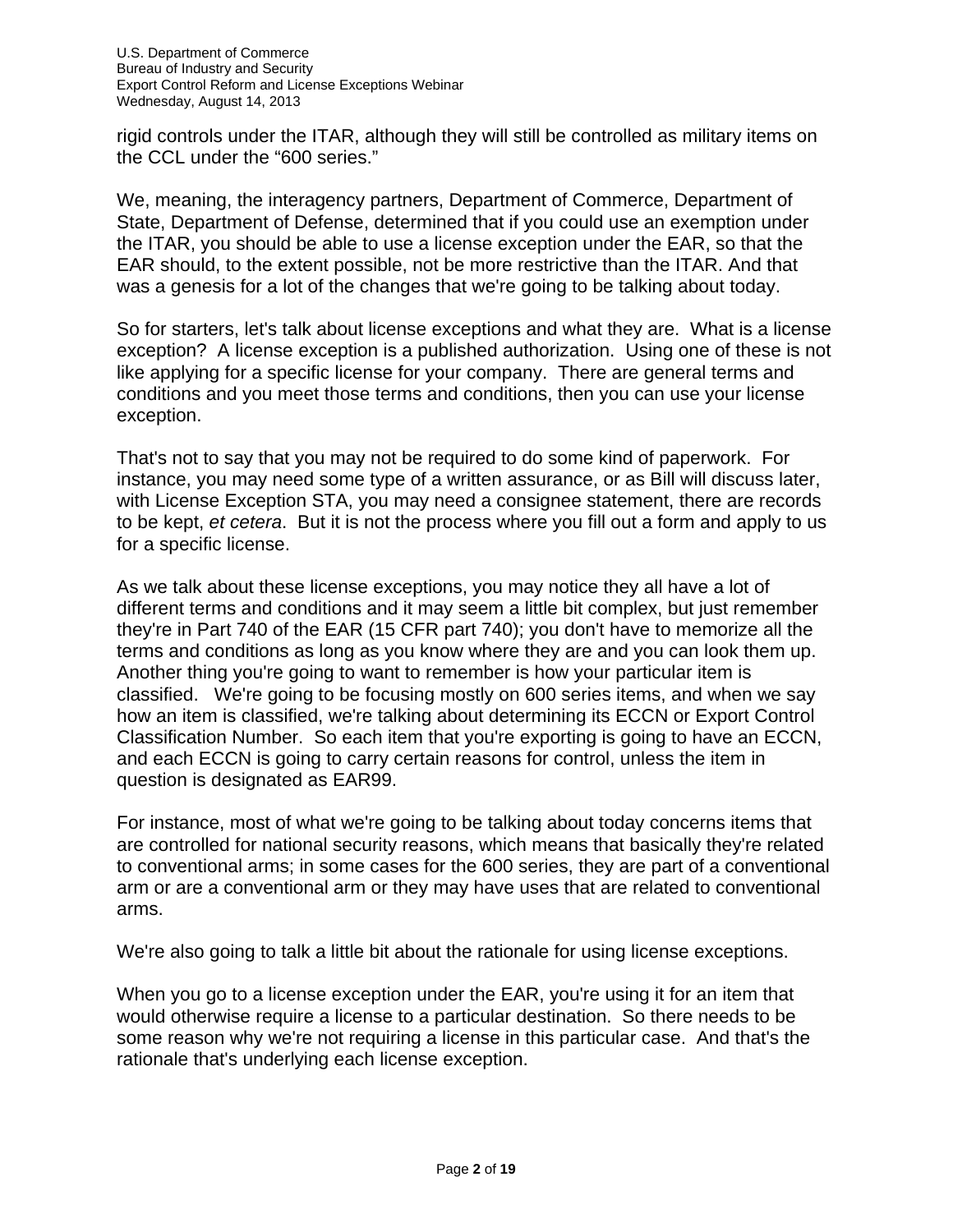rigid controls under the ITAR, although they will still be controlled as military items on the CCL under the "600 series."

We, meaning, the interagency partners, Department of Commerce, Department of State, Department of Defense, determined that if you could use an exemption under the ITAR, you should be able to use a license exception under the EAR, so that the EAR should, to the extent possible, not be more restrictive than the ITAR. And that was a genesis for a lot of the changes that we're going to be talking about today.

So for starters, let's talk about license exceptions and what they are. What is a license exception? A license exception is a published authorization. Using one of these is not like applying for a specific license for your company. There are general terms and conditions and you meet those terms and conditions, then you can use your license exception.

That's not to say that you may not be required to do some kind of paperwork. For instance, you may need some type of a written assurance, or as Bill will discuss later, with License Exception STA, you may need a consignee statement, there are records to be kept, *et cetera*. But it is not the process where you fill out a form and apply to us for a specific license.

As we talk about these license exceptions, you may notice they all have a lot of different terms and conditions and it may seem a little bit complex, but just remember they're in Part 740 of the EAR (15 CFR part 740); you don't have to memorize all the terms and conditions as long as you know where they are and you can look them up. Another thing you're going to want to remember is how your particular item is classified. We're going to be focusing mostly on 600 series items, and when we say how an item is classified, we're talking about determining its ECCN or Export Control Classification Number. So each item that you're exporting is going to have an ECCN, and each ECCN is going to carry certain reasons for control, unless the item in question is designated as EAR99.

For instance, most of what we're going to be talking about today concerns items that are controlled for national security reasons, which means that basically they're related to conventional arms; in some cases for the 600 series, they are part of a conventional arm or are a conventional arm or they may have uses that are related to conventional arms.

We're also going to talk a little bit about the rationale for using license exceptions.

When you go to a license exception under the EAR, you're using it for an item that would otherwise require a license to a particular destination. So there needs to be some reason why we're not requiring a license in this particular case. And that's the rationale that's underlying each license exception.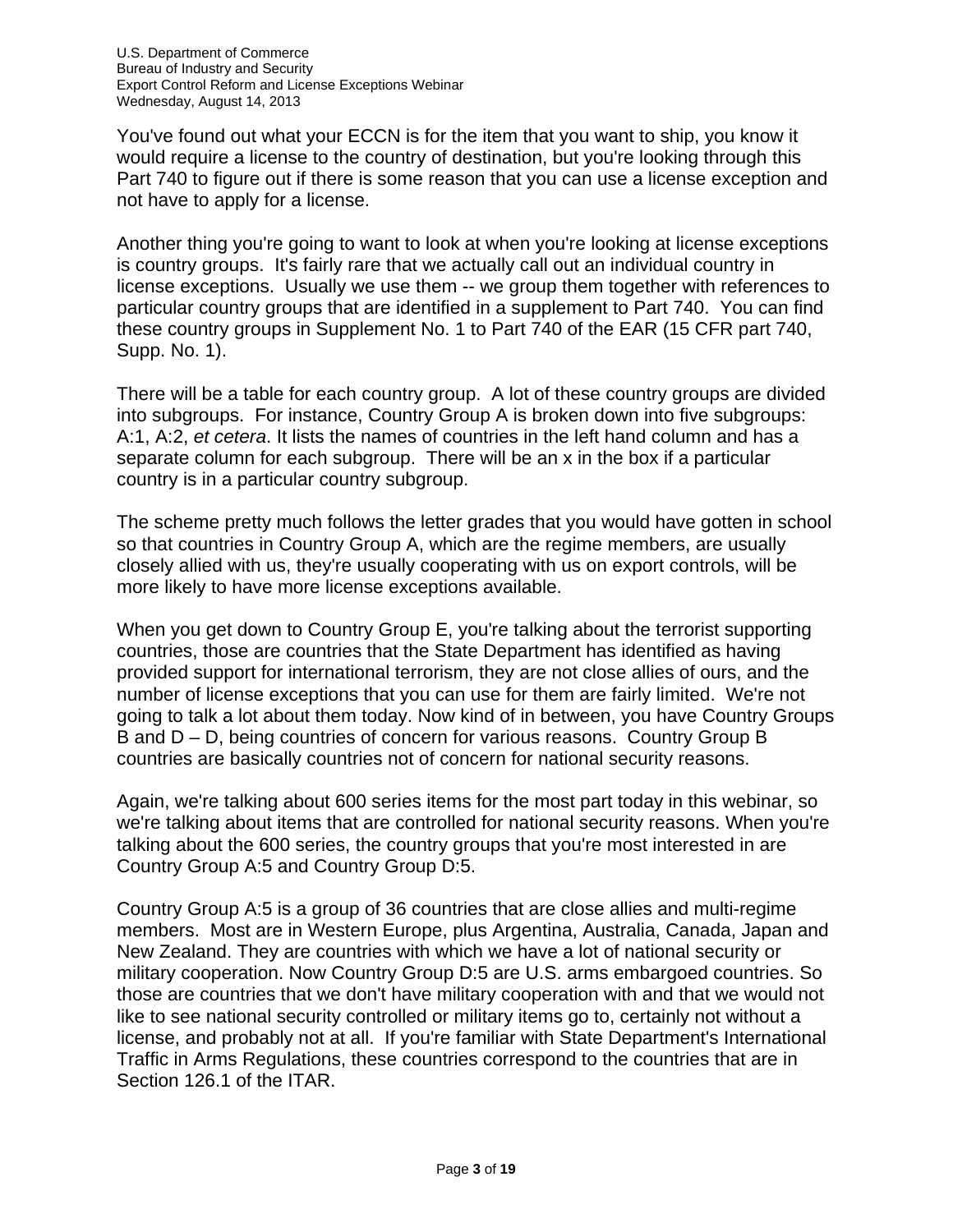You've found out what your ECCN is for the item that you want to ship, you know it would require a license to the country of destination, but you're looking through this Part 740 to figure out if there is some reason that you can use a license exception and not have to apply for a license.

Another thing you're going to want to look at when you're looking at license exceptions is country groups. It's fairly rare that we actually call out an individual country in license exceptions. Usually we use them -- we group them together with references to particular country groups that are identified in a supplement to Part 740. You can find these country groups in Supplement No. 1 to Part 740 of the EAR (15 CFR part 740, Supp. No. 1).

There will be a table for each country group. A lot of these country groups are divided into subgroups. For instance, Country Group A is broken down into five subgroups: A:1, A:2, *et cetera*. It lists the names of countries in the left hand column and has a separate column for each subgroup. There will be an x in the box if a particular country is in a particular country subgroup.

The scheme pretty much follows the letter grades that you would have gotten in school so that countries in Country Group A, which are the regime members, are usually closely allied with us, they're usually cooperating with us on export controls, will be more likely to have more license exceptions available.

When you get down to Country Group E, you're talking about the terrorist supporting countries, those are countries that the State Department has identified as having provided support for international terrorism, they are not close allies of ours, and the number of license exceptions that you can use for them are fairly limited. We're not going to talk a lot about them today. Now kind of in between, you have Country Groups B and D – D, being countries of concern for various reasons. Country Group B countries are basically countries not of concern for national security reasons.

Again, we're talking about 600 series items for the most part today in this webinar, so we're talking about items that are controlled for national security reasons. When you're talking about the 600 series, the country groups that you're most interested in are Country Group A:5 and Country Group D:5.

Country Group A:5 is a group of 36 countries that are close allies and multi-regime members. Most are in Western Europe, plus Argentina, Australia, Canada, Japan and New Zealand. They are countries with which we have a lot of national security or military cooperation. Now Country Group D:5 are U.S. arms embargoed countries. So those are countries that we don't have military cooperation with and that we would not like to see national security controlled or military items go to, certainly not without a license, and probably not at all. If you're familiar with State Department's International Traffic in Arms Regulations, these countries correspond to the countries that are in Section 126.1 of the ITAR.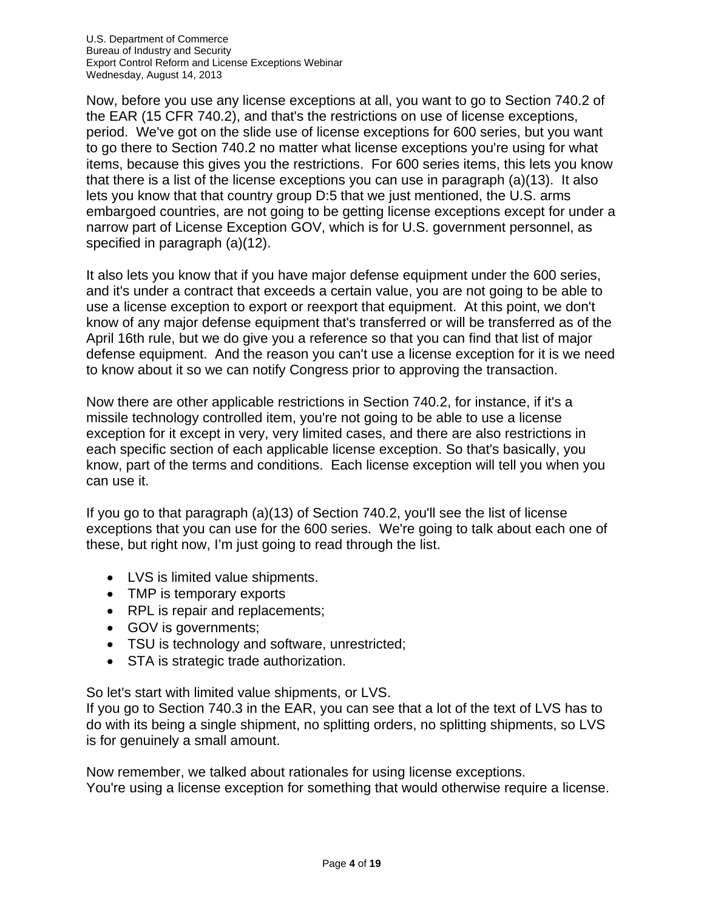Now, before you use any license exceptions at all, you want to go to Section 740.2 of the EAR (15 CFR 740.2), and that's the restrictions on use of license exceptions, period. We've got on the slide use of license exceptions for 600 series, but you want to go there to Section 740.2 no matter what license exceptions you're using for what items, because this gives you the restrictions. For 600 series items, this lets you know that there is a list of the license exceptions you can use in paragraph (a)(13). It also lets you know that that country group D:5 that we just mentioned, the U.S. arms embargoed countries, are not going to be getting license exceptions except for under a narrow part of License Exception GOV, which is for U.S. government personnel, as specified in paragraph (a)(12).

It also lets you know that if you have major defense equipment under the 600 series, and it's under a contract that exceeds a certain value, you are not going to be able to use a license exception to export or reexport that equipment. At this point, we don't know of any major defense equipment that's transferred or will be transferred as of the April 16th rule, but we do give you a reference so that you can find that list of major defense equipment. And the reason you can't use a license exception for it is we need to know about it so we can notify Congress prior to approving the transaction.

Now there are other applicable restrictions in Section 740.2, for instance, if it's a missile technology controlled item, you're not going to be able to use a license exception for it except in very, very limited cases, and there are also restrictions in each specific section of each applicable license exception. So that's basically, you know, part of the terms and conditions. Each license exception will tell you when you can use it.

If you go to that paragraph (a)(13) of Section 740.2, you'll see the list of license exceptions that you can use for the 600 series. We're going to talk about each one of these, but right now, I'm just going to read through the list.

- LVS is limited value shipments.
- TMP is temporary exports
- RPL is repair and replacements;
- GOV is governments;
- TSU is technology and software, unrestricted;
- STA is strategic trade authorization.

So let's start with limited value shipments, or LVS.
If you go to Section 740.3 in the EAR, you can see that a lot of the text of LVS has to do with its being a single shipment, no splitting orders, no splitting shipments, so LVS is for genuinely a small amount.

Now remember, we talked about rationales for using license exceptions.
You're using a license exception for something that would otherwise require a license.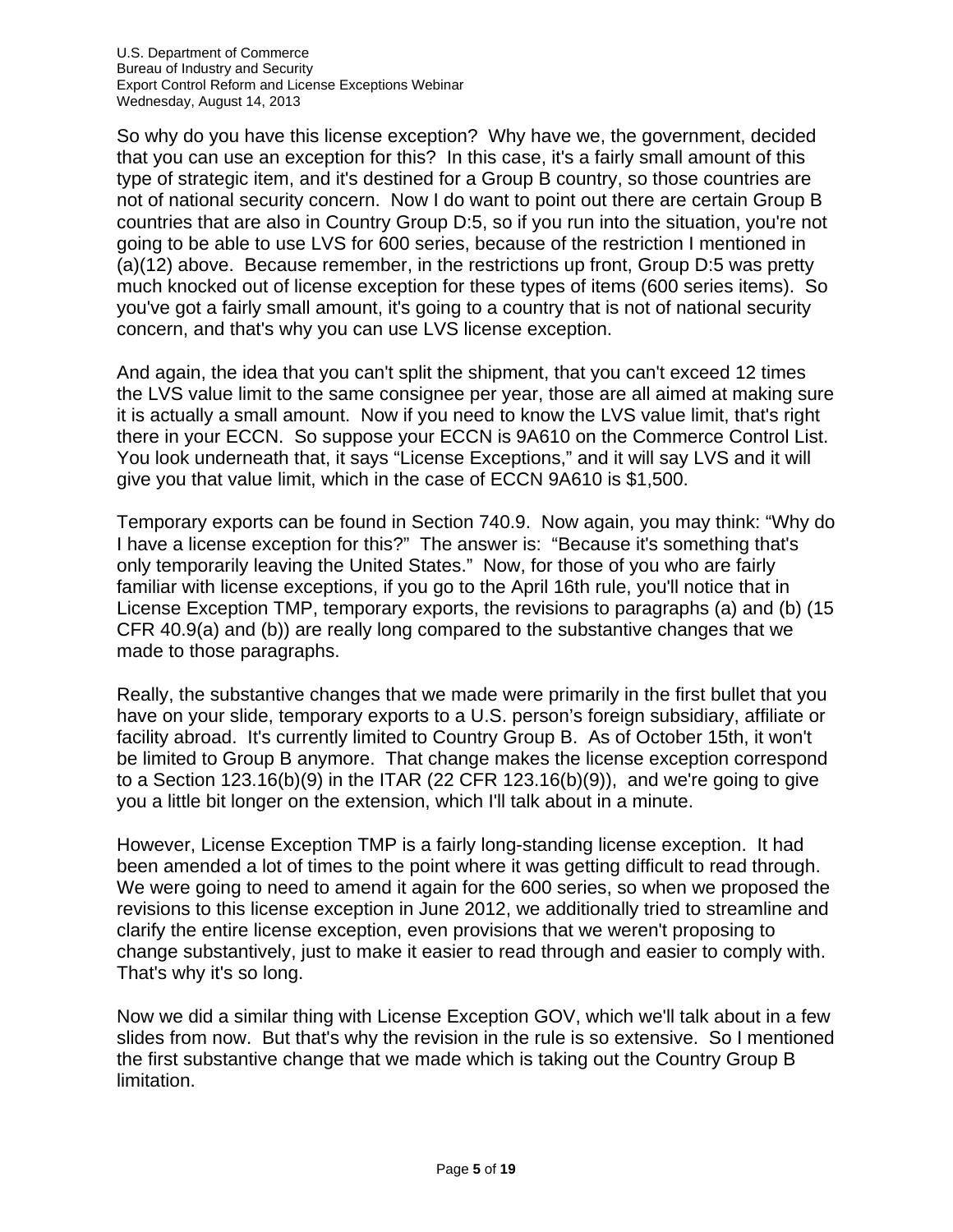So why do you have this license exception? Why have we, the government, decided that you can use an exception for this? In this case, it's a fairly small amount of this type of strategic item, and it's destined for a Group B country, so those countries are not of national security concern. Now I do want to point out there are certain Group B countries that are also in Country Group D:5, so if you run into the situation, you're not going to be able to use LVS for 600 series, because of the restriction I mentioned in (a)(12) above. Because remember, in the restrictions up front, Group D:5 was pretty much knocked out of license exception for these types of items (600 series items). So you've got a fairly small amount, it's going to a country that is not of national security concern, and that's why you can use LVS license exception.

And again, the idea that you can't split the shipment, that you can't exceed 12 times the LVS value limit to the same consignee per year, those are all aimed at making sure it is actually a small amount. Now if you need to know the LVS value limit, that's right there in your ECCN. So suppose your ECCN is 9A610 on the Commerce Control List. You look underneath that, it says "License Exceptions," and it will say LVS and it will give you that value limit, which in the case of ECCN 9A610 is $1,500.

Temporary exports can be found in Section 740.9. Now again, you may think: "Why do I have a license exception for this?" The answer is: "Because it's something that's only temporarily leaving the United States." Now, for those of you who are fairly familiar with license exceptions, if you go to the April 16th rule, you'll notice that in License Exception TMP, temporary exports, the revisions to paragraphs (a) and (b) (15 CFR 40.9(a) and (b)) are really long compared to the substantive changes that we made to those paragraphs.

Really, the substantive changes that we made were primarily in the first bullet that you have on your slide, temporary exports to a U.S. person's foreign subsidiary, affiliate or facility abroad. It's currently limited to Country Group B. As of October 15th, it won't be limited to Group B anymore. That change makes the license exception correspond to a Section 123.16(b)(9) in the ITAR (22 CFR 123.16(b)(9)), and we're going to give you a little bit longer on the extension, which I'll talk about in a minute.

However, License Exception TMP is a fairly long-standing license exception. It had been amended a lot of times to the point where it was getting difficult to read through. We were going to need to amend it again for the 600 series, so when we proposed the revisions to this license exception in June 2012, we additionally tried to streamline and clarify the entire license exception, even provisions that we weren't proposing to change substantively, just to make it easier to read through and easier to comply with. That's why it's so long.

Now we did a similar thing with License Exception GOV, which we'll talk about in a few slides from now. But that's why the revision in the rule is so extensive. So I mentioned the first substantive change that we made which is taking out the Country Group B limitation.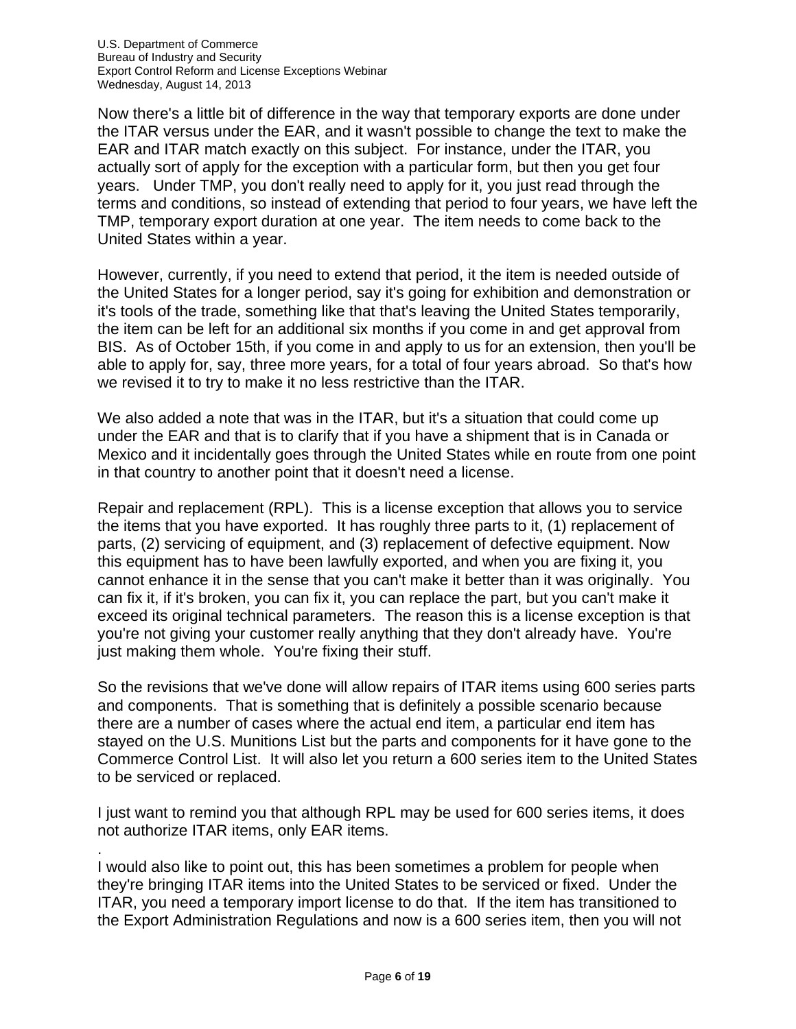Now there's a little bit of difference in the way that temporary exports are done under the ITAR versus under the EAR, and it wasn't possible to change the text to make the EAR and ITAR match exactly on this subject. For instance, under the ITAR, you actually sort of apply for the exception with a particular form, but then you get four years. Under TMP, you don't really need to apply for it, you just read through the terms and conditions, so instead of extending that period to four years, we have left the TMP, temporary export duration at one year. The item needs to come back to the United States within a year.

However, currently, if you need to extend that period, it the item is needed outside of the United States for a longer period, say it's going for exhibition and demonstration or it's tools of the trade, something like that that's leaving the United States temporarily, the item can be left for an additional six months if you come in and get approval from BIS. As of October 15th, if you come in and apply to us for an extension, then you'll be able to apply for, say, three more years, for a total of four years abroad. So that's how we revised it to try to make it no less restrictive than the ITAR.

We also added a note that was in the ITAR, but it's a situation that could come up under the EAR and that is to clarify that if you have a shipment that is in Canada or Mexico and it incidentally goes through the United States while en route from one point in that country to another point that it doesn't need a license.

Repair and replacement (RPL). This is a license exception that allows you to service the items that you have exported. It has roughly three parts to it, (1) replacement of parts, (2) servicing of equipment, and (3) replacement of defective equipment. Now this equipment has to have been lawfully exported, and when you are fixing it, you cannot enhance it in the sense that you can't make it better than it was originally. You can fix it, if it's broken, you can fix it, you can replace the part, but you can't make it exceed its original technical parameters. The reason this is a license exception is that you're not giving your customer really anything that they don't already have. You're just making them whole. You're fixing their stuff.

So the revisions that we've done will allow repairs of ITAR items using 600 series parts and components. That is something that is definitely a possible scenario because there are a number of cases where the actual end item, a particular end item has stayed on the U.S. Munitions List but the parts and components for it have gone to the Commerce Control List. It will also let you return a 600 series item to the United States to be serviced or replaced.

I just want to remind you that although RPL may be used for 600 series items, it does not authorize ITAR items, only EAR items.

.
I would also like to point out, this has been sometimes a problem for people when they're bringing ITAR items into the United States to be serviced or fixed. Under the ITAR, you need a temporary import license to do that. If the item has transitioned to the Export Administration Regulations and now is a 600 series item, then you will not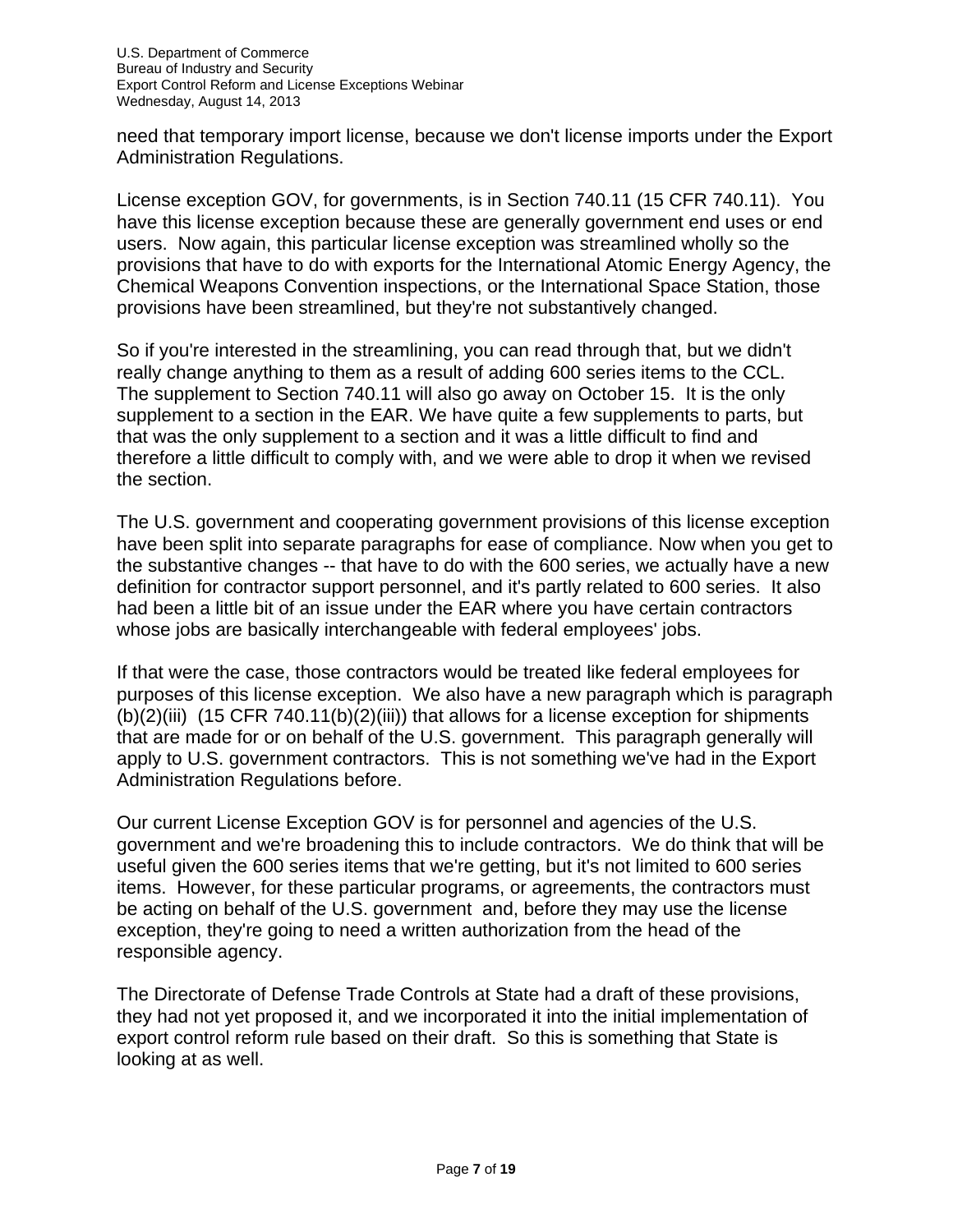need that temporary import license, because we don't license imports under the Export Administration Regulations.

License exception GOV, for governments, is in Section 740.11 (15 CFR 740.11). You have this license exception because these are generally government end uses or end users. Now again, this particular license exception was streamlined wholly so the provisions that have to do with exports for the International Atomic Energy Agency, the Chemical Weapons Convention inspections, or the International Space Station, those provisions have been streamlined, but they're not substantively changed.

So if you're interested in the streamlining, you can read through that, but we didn't really change anything to them as a result of adding 600 series items to the CCL. The supplement to Section 740.11 will also go away on October 15. It is the only supplement to a section in the EAR. We have quite a few supplements to parts, but that was the only supplement to a section and it was a little difficult to find and therefore a little difficult to comply with, and we were able to drop it when we revised the section.

The U.S. government and cooperating government provisions of this license exception have been split into separate paragraphs for ease of compliance. Now when you get to the substantive changes -- that have to do with the 600 series, we actually have a new definition for contractor support personnel, and it's partly related to 600 series. It also had been a little bit of an issue under the EAR where you have certain contractors whose jobs are basically interchangeable with federal employees' jobs.

If that were the case, those contractors would be treated like federal employees for purposes of this license exception. We also have a new paragraph which is paragraph (b)(2)(iii) (15 CFR 740.11(b)(2)(iii)) that allows for a license exception for shipments that are made for or on behalf of the U.S. government. This paragraph generally will apply to U.S. government contractors. This is not something we've had in the Export Administration Regulations before.

Our current License Exception GOV is for personnel and agencies of the U.S. government and we're broadening this to include contractors. We do think that will be useful given the 600 series items that we're getting, but it's not limited to 600 series items. However, for these particular programs, or agreements, the contractors must be acting on behalf of the U.S. government and, before they may use the license exception, they're going to need a written authorization from the head of the responsible agency.

The Directorate of Defense Trade Controls at State had a draft of these provisions, they had not yet proposed it, and we incorporated it into the initial implementation of export control reform rule based on their draft. So this is something that State is looking at as well.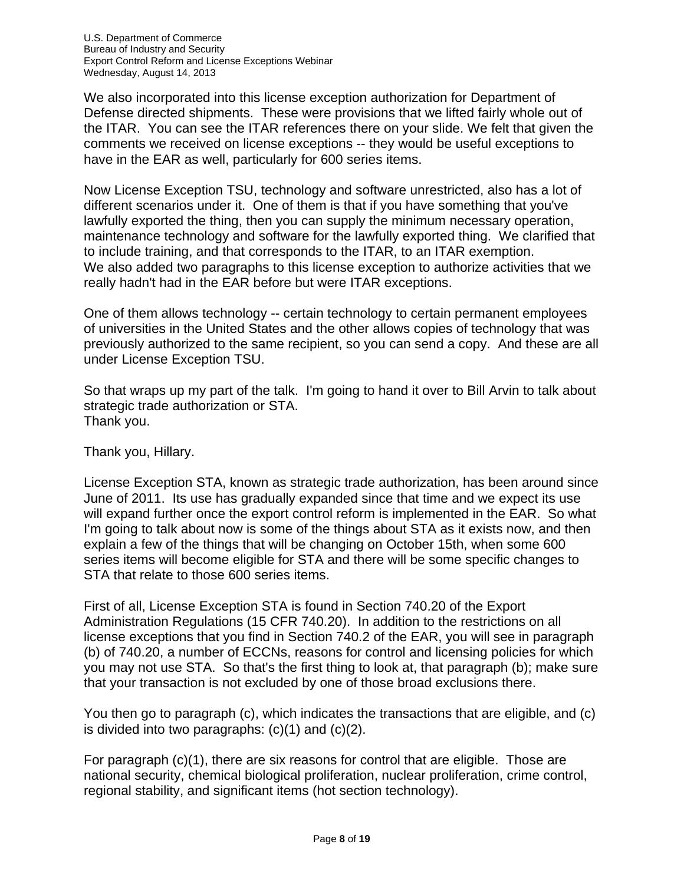We also incorporated into this license exception authorization for Department of Defense directed shipments. These were provisions that we lifted fairly whole out of the ITAR. You can see the ITAR references there on your slide. We felt that given the comments we received on license exceptions -- they would be useful exceptions to have in the EAR as well, particularly for 600 series items.

Now License Exception TSU, technology and software unrestricted, also has a lot of different scenarios under it. One of them is that if you have something that you've lawfully exported the thing, then you can supply the minimum necessary operation, maintenance technology and software for the lawfully exported thing. We clarified that to include training, and that corresponds to the ITAR, to an ITAR exemption.
We also added two paragraphs to this license exception to authorize activities that we really hadn't had in the EAR before but were ITAR exceptions.

One of them allows technology -- certain technology to certain permanent employees of universities in the United States and the other allows copies of technology that was previously authorized to the same recipient, so you can send a copy. And these are all under License Exception TSU.

So that wraps up my part of the talk. I'm going to hand it over to Bill Arvin to talk about strategic trade authorization or STA.
Thank you.

Thank you, Hillary.

License Exception STA, known as strategic trade authorization, has been around since June of 2011. Its use has gradually expanded since that time and we expect its use will expand further once the export control reform is implemented in the EAR. So what I'm going to talk about now is some of the things about STA as it exists now, and then explain a few of the things that will be changing on October 15th, when some 600 series items will become eligible for STA and there will be some specific changes to STA that relate to those 600 series items.

First of all, License Exception STA is found in Section 740.20 of the Export Administration Regulations (15 CFR 740.20). In addition to the restrictions on all license exceptions that you find in Section 740.2 of the EAR, you will see in paragraph (b) of 740.20, a number of ECCNs, reasons for control and licensing policies for which you may not use STA. So that's the first thing to look at, that paragraph (b); make sure that your transaction is not excluded by one of those broad exclusions there.

You then go to paragraph (c), which indicates the transactions that are eligible, and (c) is divided into two paragraphs: (c)(1) and (c)(2).

For paragraph (c)(1), there are six reasons for control that are eligible. Those are national security, chemical biological proliferation, nuclear proliferation, crime control, regional stability, and significant items (hot section technology).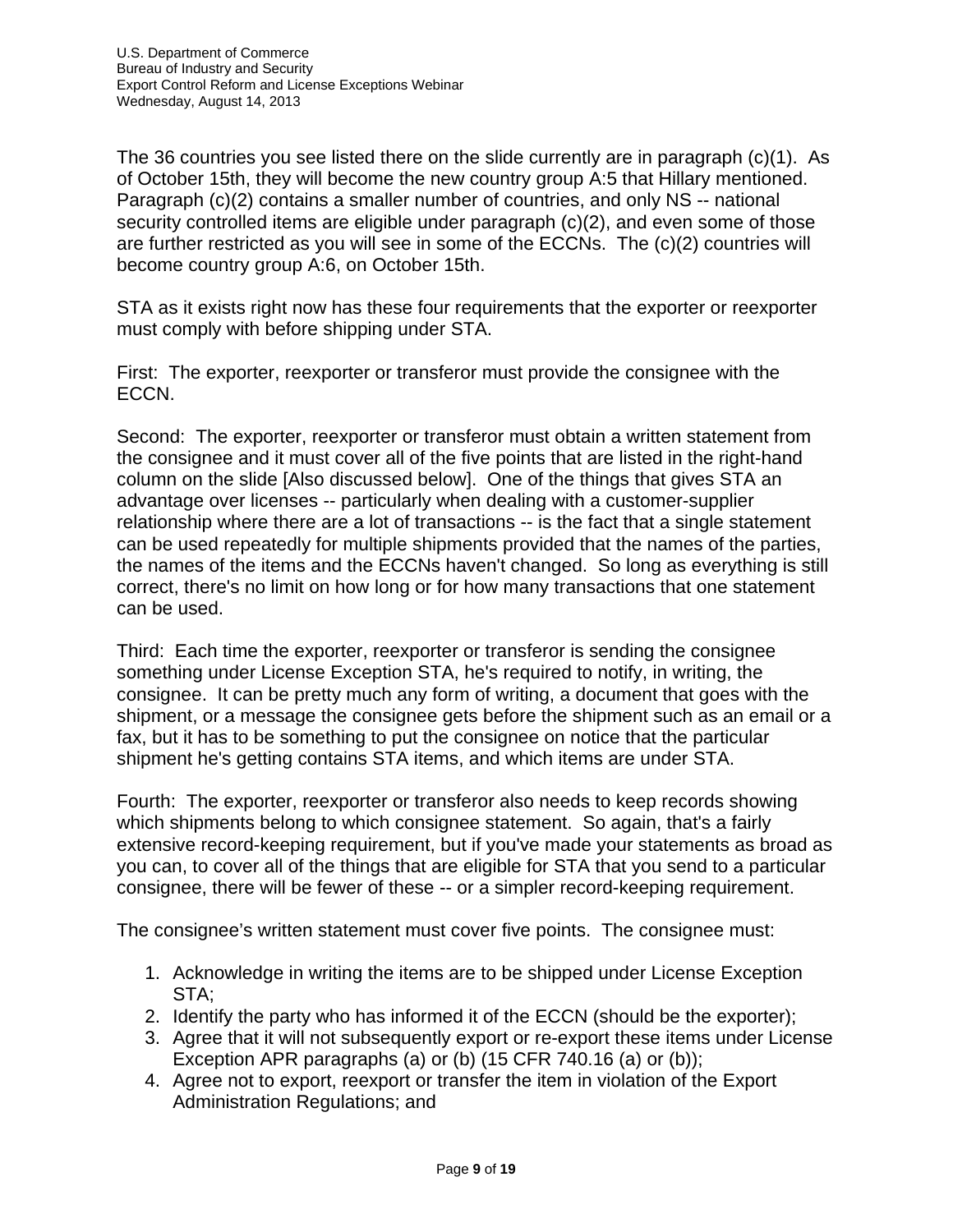The 36 countries you see listed there on the slide currently are in paragraph (c)(1). As of October 15th, they will become the new country group A:5 that Hillary mentioned. Paragraph (c)(2) contains a smaller number of countries, and only NS -- national security controlled items are eligible under paragraph (c)(2), and even some of those are further restricted as you will see in some of the ECCNs. The (c)(2) countries will become country group A:6, on October 15th.

STA as it exists right now has these four requirements that the exporter or reexporter must comply with before shipping under STA.

First: The exporter, reexporter or transferor must provide the consignee with the ECCN.

Second: The exporter, reexporter or transferor must obtain a written statement from the consignee and it must cover all of the five points that are listed in the right-hand column on the slide [Also discussed below]. One of the things that gives STA an advantage over licenses -- particularly when dealing with a customer-supplier relationship where there are a lot of transactions -- is the fact that a single statement can be used repeatedly for multiple shipments provided that the names of the parties, the names of the items and the ECCNs haven't changed. So long as everything is still correct, there's no limit on how long or for how many transactions that one statement can be used.

Third: Each time the exporter, reexporter or transferor is sending the consignee something under License Exception STA, he's required to notify, in writing, the consignee. It can be pretty much any form of writing, a document that goes with the shipment, or a message the consignee gets before the shipment such as an email or a fax, but it has to be something to put the consignee on notice that the particular shipment he's getting contains STA items, and which items are under STA.

Fourth: The exporter, reexporter or transferor also needs to keep records showing which shipments belong to which consignee statement. So again, that's a fairly extensive record-keeping requirement, but if you've made your statements as broad as you can, to cover all of the things that are eligible for STA that you send to a particular consignee, there will be fewer of these -- or a simpler record-keeping requirement.

The consignee's written statement must cover five points. The consignee must:

1. Acknowledge in writing the items are to be shipped under License Exception STA;
2. Identify the party who has informed it of the ECCN (should be the exporter);
3. Agree that it will not subsequently export or re-export these items under License Exception APR paragraphs (a) or (b) (15 CFR 740.16 (a) or (b));
4. Agree not to export, reexport or transfer the item in violation of the Export Administration Regulations; and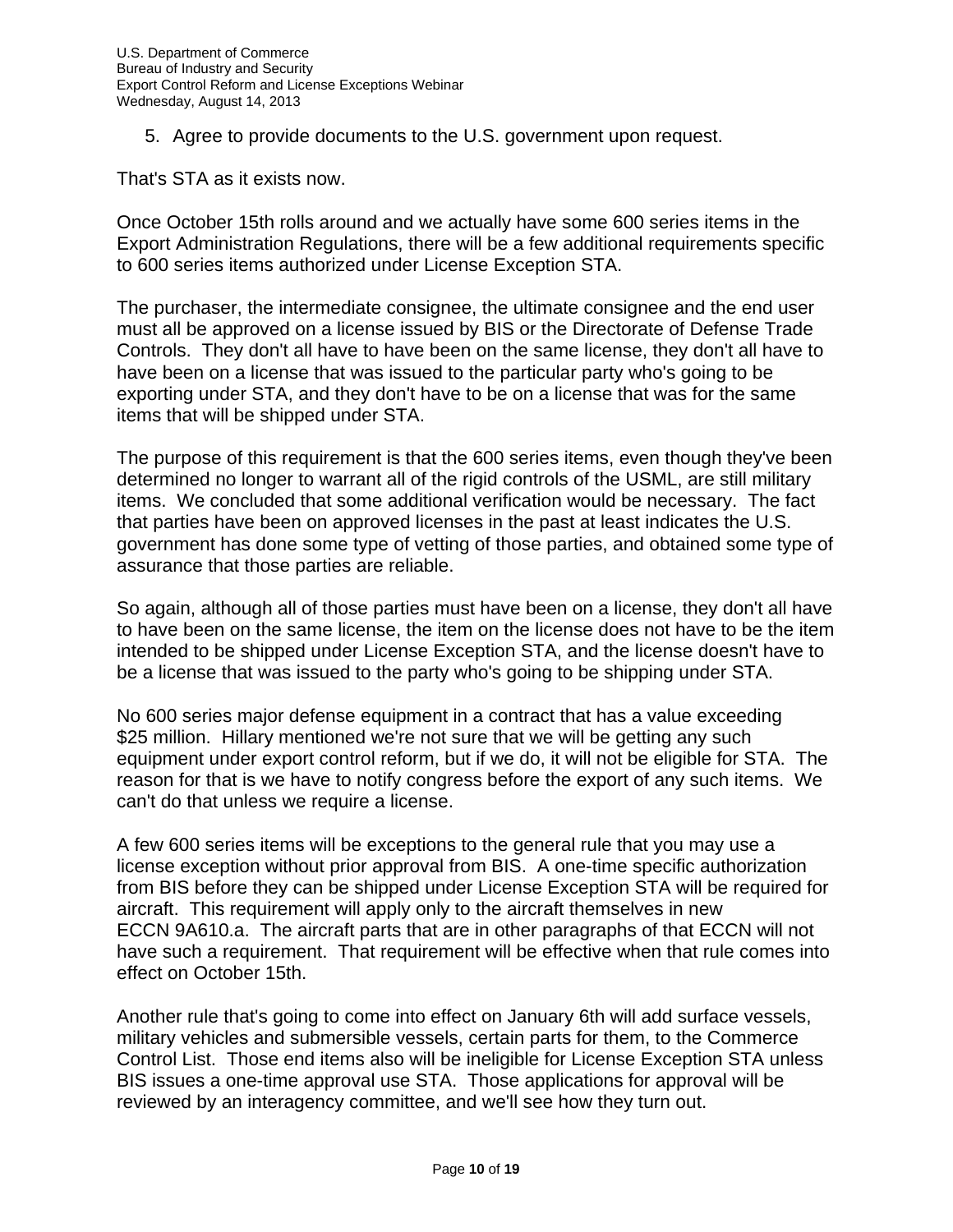5. Agree to provide documents to the U.S. government upon request.

That's STA as it exists now.

Once October 15th rolls around and we actually have some 600 series items in the Export Administration Regulations, there will be a few additional requirements specific to 600 series items authorized under License Exception STA.

The purchaser, the intermediate consignee, the ultimate consignee and the end user must all be approved on a license issued by BIS or the Directorate of Defense Trade Controls. They don't all have to have been on the same license, they don't all have to have been on a license that was issued to the particular party who's going to be exporting under STA, and they don't have to be on a license that was for the same items that will be shipped under STA.

The purpose of this requirement is that the 600 series items, even though they've been determined no longer to warrant all of the rigid controls of the USML, are still military items. We concluded that some additional verification would be necessary. The fact that parties have been on approved licenses in the past at least indicates the U.S. government has done some type of vetting of those parties, and obtained some type of assurance that those parties are reliable.

So again, although all of those parties must have been on a license, they don't all have to have been on the same license, the item on the license does not have to be the item intended to be shipped under License Exception STA, and the license doesn't have to be a license that was issued to the party who's going to be shipping under STA.

No 600 series major defense equipment in a contract that has a value exceeding $25 million. Hillary mentioned we're not sure that we will be getting any such equipment under export control reform, but if we do, it will not be eligible for STA. The reason for that is we have to notify congress before the export of any such items. We can't do that unless we require a license.

A few 600 series items will be exceptions to the general rule that you may use a license exception without prior approval from BIS. A one-time specific authorization from BIS before they can be shipped under License Exception STA will be required for aircraft. This requirement will apply only to the aircraft themselves in new ECCN 9A610.a. The aircraft parts that are in other paragraphs of that ECCN will not have such a requirement. That requirement will be effective when that rule comes into effect on October 15th.

Another rule that's going to come into effect on January 6th will add surface vessels, military vehicles and submersible vessels, certain parts for them, to the Commerce Control List. Those end items also will be ineligible for License Exception STA unless BIS issues a one-time approval use STA. Those applications for approval will be reviewed by an interagency committee, and we'll see how they turn out.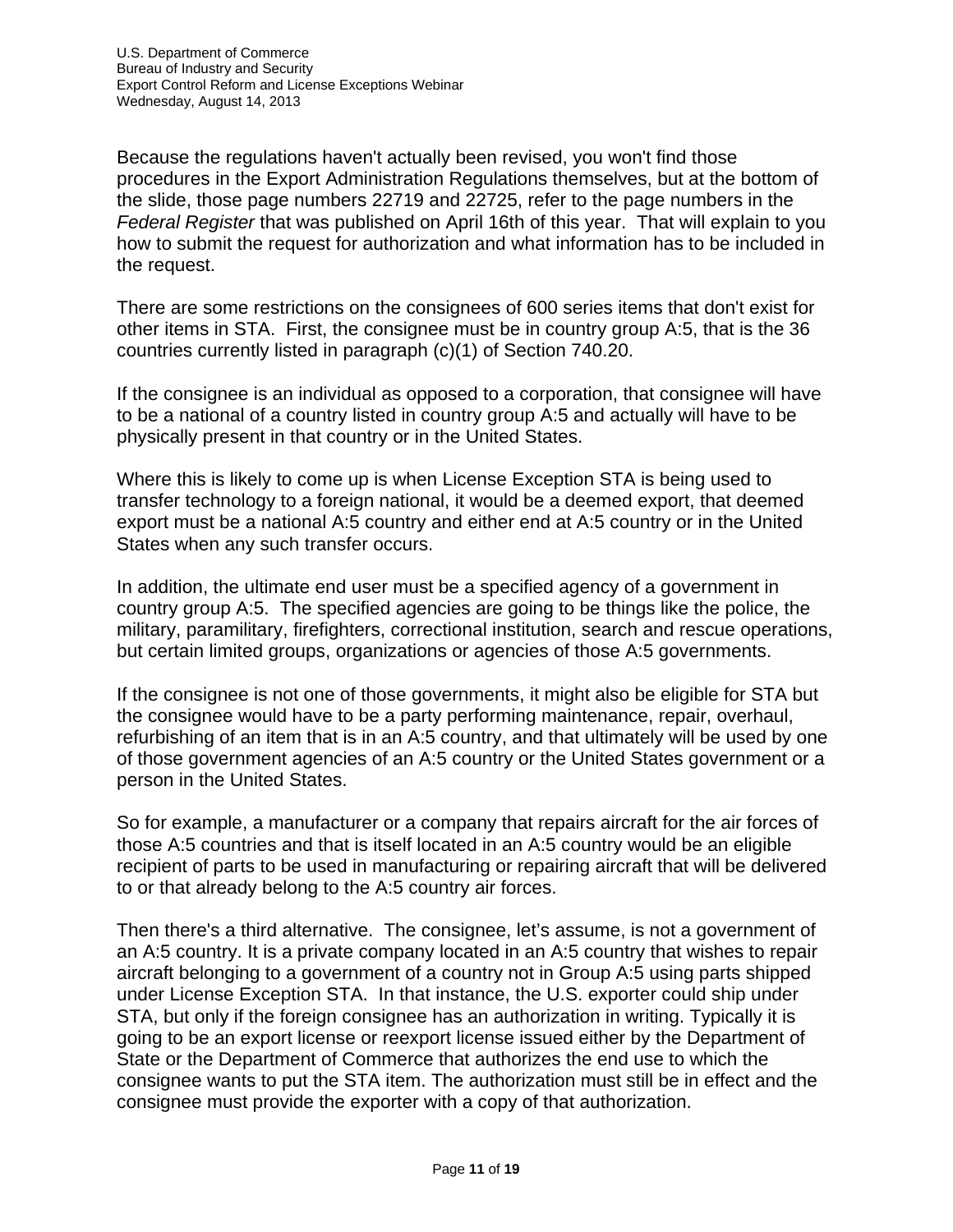Because the regulations haven't actually been revised, you won't find those procedures in the Export Administration Regulations themselves, but at the bottom of the slide, those page numbers 22719 and 22725, refer to the page numbers in the *Federal Register* that was published on April 16th of this year. That will explain to you how to submit the request for authorization and what information has to be included in the request.

There are some restrictions on the consignees of 600 series items that don't exist for other items in STA. First, the consignee must be in country group A:5, that is the 36 countries currently listed in paragraph (c)(1) of Section 740.20.

If the consignee is an individual as opposed to a corporation, that consignee will have to be a national of a country listed in country group A:5 and actually will have to be physically present in that country or in the United States.

Where this is likely to come up is when License Exception STA is being used to transfer technology to a foreign national, it would be a deemed export, that deemed export must be a national A:5 country and either end at A:5 country or in the United States when any such transfer occurs.

In addition, the ultimate end user must be a specified agency of a government in country group A:5. The specified agencies are going to be things like the police, the military, paramilitary, firefighters, correctional institution, search and rescue operations, but certain limited groups, organizations or agencies of those A:5 governments.

If the consignee is not one of those governments, it might also be eligible for STA but the consignee would have to be a party performing maintenance, repair, overhaul, refurbishing of an item that is in an A:5 country, and that ultimately will be used by one of those government agencies of an A:5 country or the United States government or a person in the United States.

So for example, a manufacturer or a company that repairs aircraft for the air forces of those A:5 countries and that is itself located in an A:5 country would be an eligible recipient of parts to be used in manufacturing or repairing aircraft that will be delivered to or that already belong to the A:5 country air forces.

Then there's a third alternative. The consignee, let's assume, is not a government of an A:5 country. It is a private company located in an A:5 country that wishes to repair aircraft belonging to a government of a country not in Group A:5 using parts shipped under License Exception STA. In that instance, the U.S. exporter could ship under STA, but only if the foreign consignee has an authorization in writing. Typically it is going to be an export license or reexport license issued either by the Department of State or the Department of Commerce that authorizes the end use to which the consignee wants to put the STA item. The authorization must still be in effect and the consignee must provide the exporter with a copy of that authorization.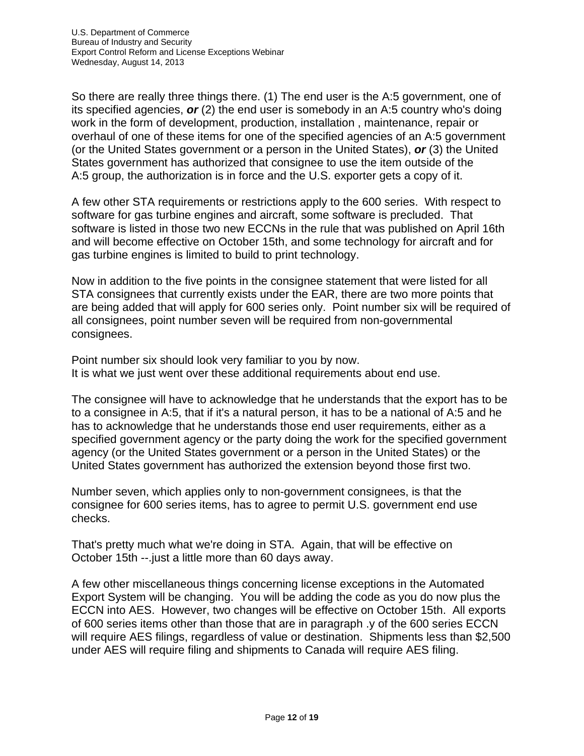So there are really three things there. (1) The end user is the A:5 government, one of its specified agencies, ***or*** (2) the end user is somebody in an A:5 country who's doing work in the form of development, production, installation , maintenance, repair or overhaul of one of these items for one of the specified agencies of an A:5 government (or the United States government or a person in the United States), ***or*** (3) the United States government has authorized that consignee to use the item outside of the A:5 group, the authorization is in force and the U.S. exporter gets a copy of it.

A few other STA requirements or restrictions apply to the 600 series. With respect to software for gas turbine engines and aircraft, some software is precluded. That software is listed in those two new ECCNs in the rule that was published on April 16th and will become effective on October 15th, and some technology for aircraft and for gas turbine engines is limited to build to print technology.

Now in addition to the five points in the consignee statement that were listed for all STA consignees that currently exists under the EAR, there are two more points that are being added that will apply for 600 series only. Point number six will be required of all consignees, point number seven will be required from non-governmental consignees.

Point number six should look very familiar to you by now.
It is what we just went over these additional requirements about end use.

The consignee will have to acknowledge that he understands that the export has to be to a consignee in A:5, that if it's a natural person, it has to be a national of A:5 and he has to acknowledge that he understands those end user requirements, either as a specified government agency or the party doing the work for the specified government agency (or the United States government or a person in the United States) or the United States government has authorized the extension beyond those first two.

Number seven, which applies only to non-government consignees, is that the consignee for 600 series items, has to agree to permit U.S. government end use checks.

That's pretty much what we're doing in STA. Again, that will be effective on October 15th --.just a little more than 60 days away.

A few other miscellaneous things concerning license exceptions in the Automated Export System will be changing. You will be adding the code as you do now plus the ECCN into AES. However, two changes will be effective on October 15th. All exports of 600 series items other than those that are in paragraph .y of the 600 series ECCN will require AES filings, regardless of value or destination. Shipments less than $2,500 under AES will require filing and shipments to Canada will require AES filing.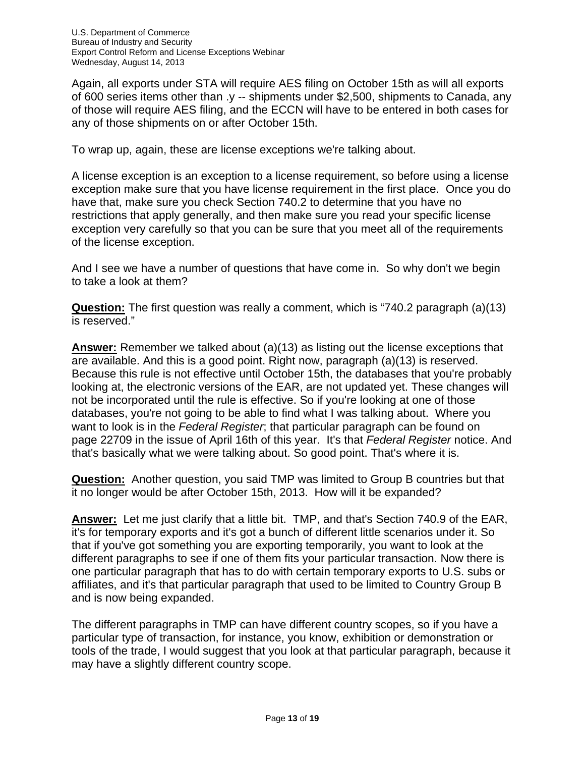Again, all exports under STA will require AES filing on October 15th as will all exports of 600 series items other than .y -- shipments under $2,500, shipments to Canada, any of those will require AES filing, and the ECCN will have to be entered in both cases for any of those shipments on or after October 15th.

To wrap up, again, these are license exceptions we're talking about.

A license exception is an exception to a license requirement, so before using a license exception make sure that you have license requirement in the first place. Once you do have that, make sure you check Section 740.2 to determine that you have no restrictions that apply generally, and then make sure you read your specific license exception very carefully so that you can be sure that you meet all of the requirements of the license exception.

And I see we have a number of questions that have come in. So why don't we begin to take a look at them?

**Question:** The first question was really a comment, which is "740.2 paragraph (a)(13) is reserved."

**Answer:** Remember we talked about (a)(13) as listing out the license exceptions that are available. And this is a good point. Right now, paragraph (a)(13) is reserved. Because this rule is not effective until October 15th, the databases that you're probably looking at, the electronic versions of the EAR, are not updated yet. These changes will not be incorporated until the rule is effective. So if you're looking at one of those databases, you're not going to be able to find what I was talking about. Where you want to look is in the *Federal Register*; that particular paragraph can be found on page 22709 in the issue of April 16th of this year. It's that *Federal Register* notice. And that's basically what we were talking about. So good point. That's where it is.

**Question:** Another question, you said TMP was limited to Group B countries but that it no longer would be after October 15th, 2013. How will it be expanded?

**Answer:** Let me just clarify that a little bit. TMP, and that's Section 740.9 of the EAR, it's for temporary exports and it's got a bunch of different little scenarios under it. So that if you've got something you are exporting temporarily, you want to look at the different paragraphs to see if one of them fits your particular transaction. Now there is one particular paragraph that has to do with certain temporary exports to U.S. subs or affiliates, and it's that particular paragraph that used to be limited to Country Group B and is now being expanded.

The different paragraphs in TMP can have different country scopes, so if you have a particular type of transaction, for instance, you know, exhibition or demonstration or tools of the trade, I would suggest that you look at that particular paragraph, because it may have a slightly different country scope.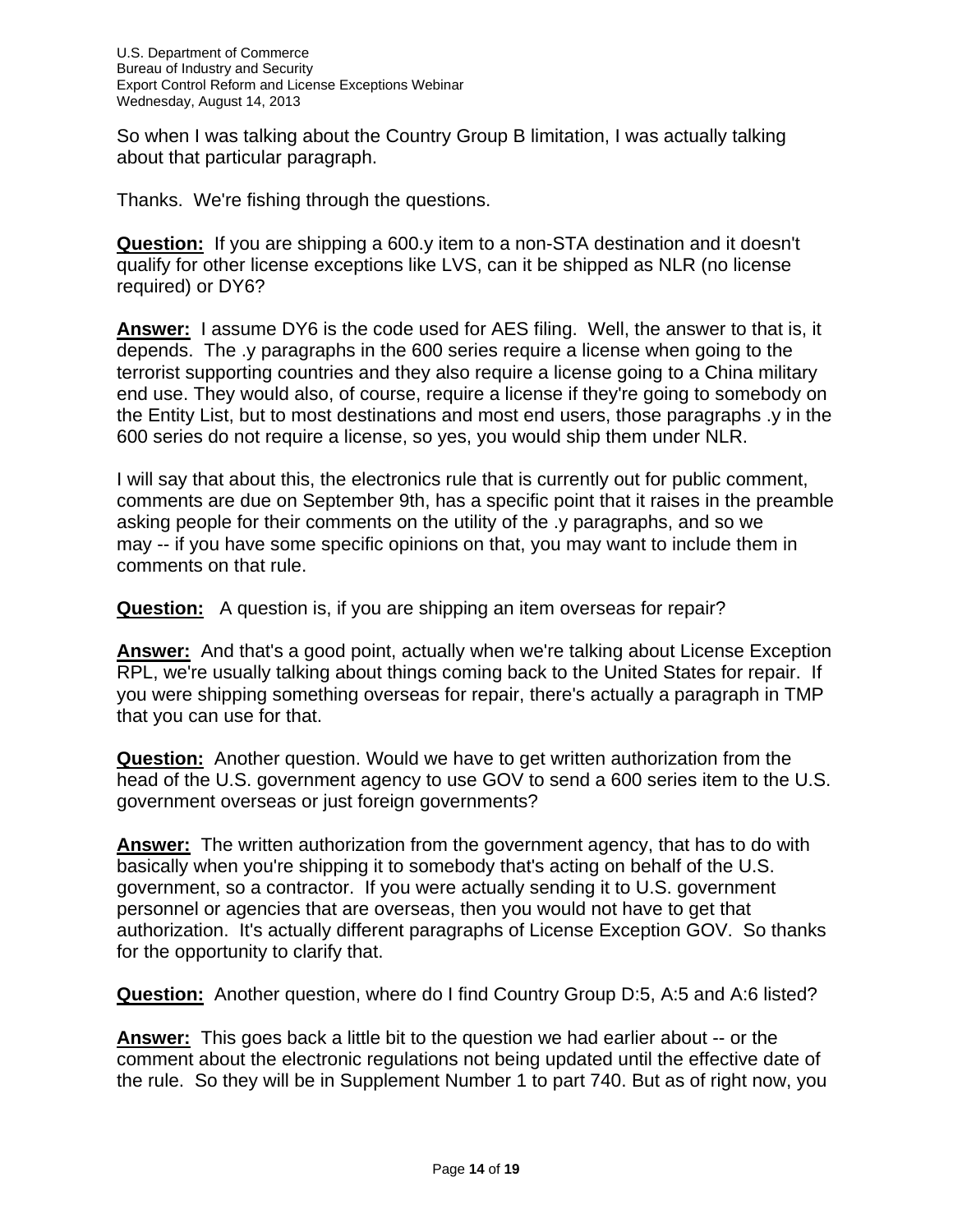So when I was talking about the Country Group B limitation, I was actually talking about that particular paragraph.

Thanks. We're fishing through the questions.

**Question:** If you are shipping a 600.y item to a non-STA destination and it doesn't qualify for other license exceptions like LVS, can it be shipped as NLR (no license required) or DY6?

**Answer:** I assume DY6 is the code used for AES filing. Well, the answer to that is, it depends. The .y paragraphs in the 600 series require a license when going to the terrorist supporting countries and they also require a license going to a China military end use. They would also, of course, require a license if they're going to somebody on the Entity List, but to most destinations and most end users, those paragraphs .y in the 600 series do not require a license, so yes, you would ship them under NLR.

I will say that about this, the electronics rule that is currently out for public comment, comments are due on September 9th, has a specific point that it raises in the preamble asking people for their comments on the utility of the .y paragraphs, and so we may -- if you have some specific opinions on that, you may want to include them in comments on that rule.

**Question:** A question is, if you are shipping an item overseas for repair?

**Answer:** And that's a good point, actually when we're talking about License Exception RPL, we're usually talking about things coming back to the United States for repair. If you were shipping something overseas for repair, there's actually a paragraph in TMP that you can use for that.

**Question:** Another question. Would we have to get written authorization from the head of the U.S. government agency to use GOV to send a 600 series item to the U.S. government overseas or just foreign governments?

**Answer:** The written authorization from the government agency, that has to do with basically when you're shipping it to somebody that's acting on behalf of the U.S. government, so a contractor. If you were actually sending it to U.S. government personnel or agencies that are overseas, then you would not have to get that authorization. It's actually different paragraphs of License Exception GOV. So thanks for the opportunity to clarify that.

**Question:** Another question, where do I find Country Group D:5, A:5 and A:6 listed?

**Answer:** This goes back a little bit to the question we had earlier about -- or the comment about the electronic regulations not being updated until the effective date of the rule. So they will be in Supplement Number 1 to part 740. But as of right now, you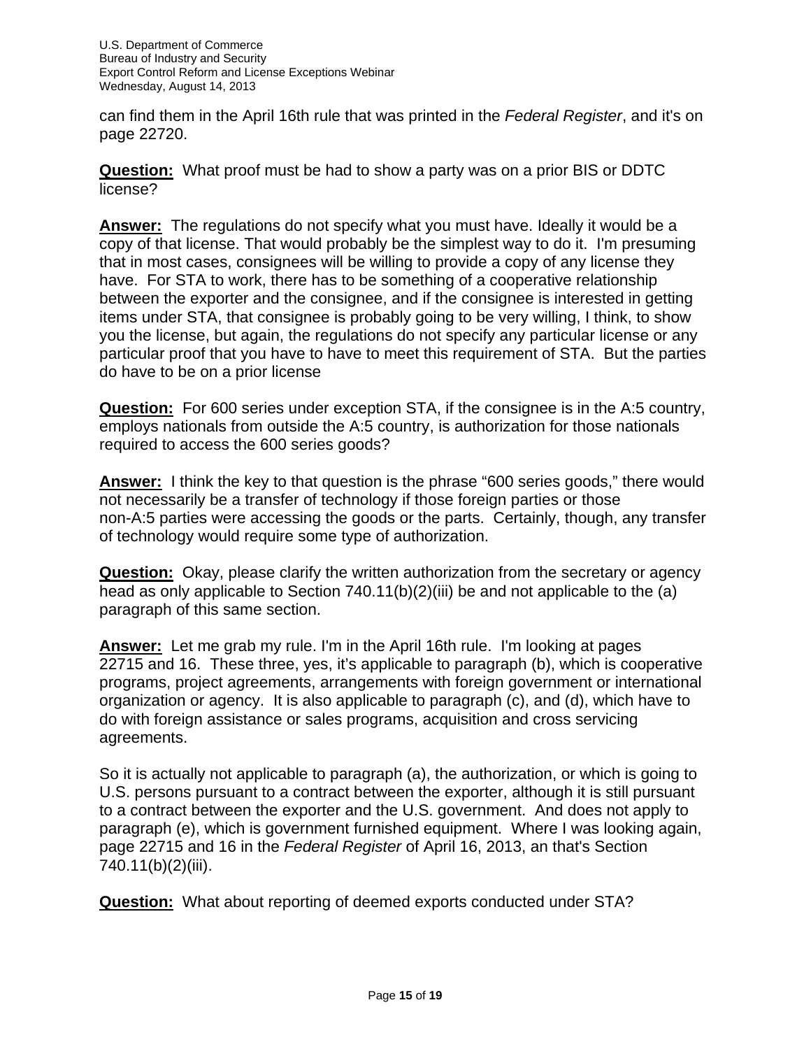can find them in the April 16th rule that was printed in the *Federal Register*, and it's on page 22720.

**Question:** What proof must be had to show a party was on a prior BIS or DDTC license?

**Answer:** The regulations do not specify what you must have. Ideally it would be a copy of that license. That would probably be the simplest way to do it. I'm presuming that in most cases, consignees will be willing to provide a copy of any license they have. For STA to work, there has to be something of a cooperative relationship between the exporter and the consignee, and if the consignee is interested in getting items under STA, that consignee is probably going to be very willing, I think, to show you the license, but again, the regulations do not specify any particular license or any particular proof that you have to have to meet this requirement of STA. But the parties do have to be on a prior license

**Question:** For 600 series under exception STA, if the consignee is in the A:5 country, employs nationals from outside the A:5 country, is authorization for those nationals required to access the 600 series goods?

**Answer:** I think the key to that question is the phrase "600 series goods," there would not necessarily be a transfer of technology if those foreign parties or those non-A:5 parties were accessing the goods or the parts. Certainly, though, any transfer of technology would require some type of authorization.

**Question:** Okay, please clarify the written authorization from the secretary or agency head as only applicable to Section 740.11(b)(2)(iii) be and not applicable to the (a) paragraph of this same section.

**Answer:** Let me grab my rule. I'm in the April 16th rule. I'm looking at pages 22715 and 16. These three, yes, it's applicable to paragraph (b), which is cooperative programs, project agreements, arrangements with foreign government or international organization or agency. It is also applicable to paragraph (c), and (d), which have to do with foreign assistance or sales programs, acquisition and cross servicing agreements.

So it is actually not applicable to paragraph (a), the authorization, or which is going to U.S. persons pursuant to a contract between the exporter, although it is still pursuant to a contract between the exporter and the U.S. government. And does not apply to paragraph (e), which is government furnished equipment. Where I was looking again, page 22715 and 16 in the *Federal Register* of April 16, 2013, an that's Section 740.11(b)(2)(iii).

**Question:** What about reporting of deemed exports conducted under STA?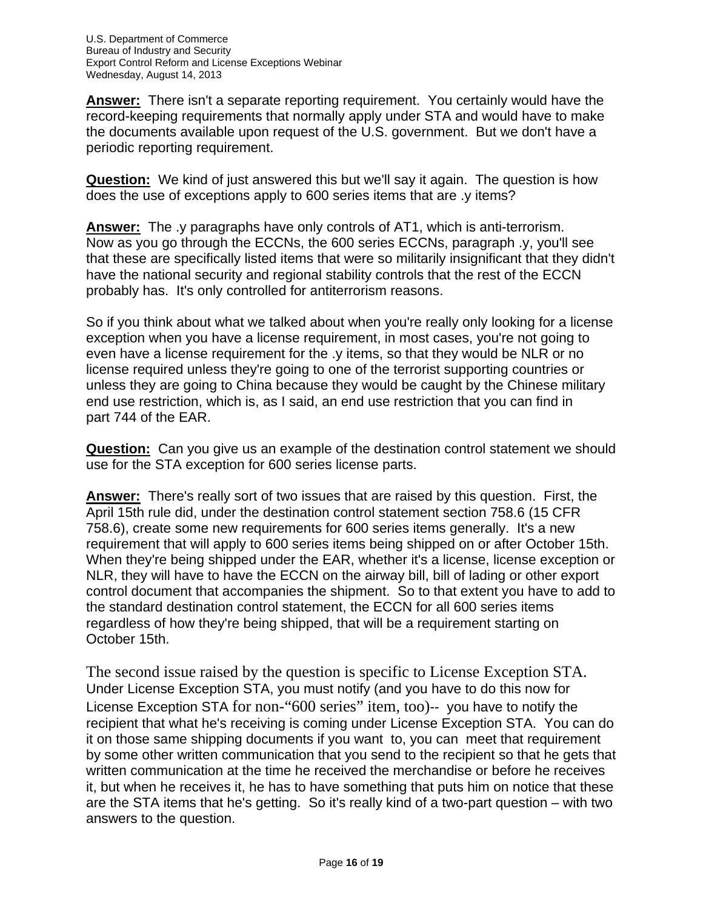**Answer:** There isn't a separate reporting requirement. You certainly would have the record-keeping requirements that normally apply under STA and would have to make the documents available upon request of the U.S. government. But we don't have a periodic reporting requirement.

**Question:** We kind of just answered this but we'll say it again. The question is how does the use of exceptions apply to 600 series items that are .y items?

**Answer:** The .y paragraphs have only controls of AT1, which is anti-terrorism. Now as you go through the ECCNs, the 600 series ECCNs, paragraph .y, you'll see that these are specifically listed items that were so militarily insignificant that they didn't have the national security and regional stability controls that the rest of the ECCN probably has. It's only controlled for antiterrorism reasons.

So if you think about what we talked about when you're really only looking for a license exception when you have a license requirement, in most cases, you're not going to even have a license requirement for the .y items, so that they would be NLR or no license required unless they're going to one of the terrorist supporting countries or unless they are going to China because they would be caught by the Chinese military end use restriction, which is, as I said, an end use restriction that you can find in part 744 of the EAR.

**Question:** Can you give us an example of the destination control statement we should use for the STA exception for 600 series license parts.

**Answer:** There's really sort of two issues that are raised by this question. First, the April 15th rule did, under the destination control statement section 758.6 (15 CFR 758.6), create some new requirements for 600 series items generally. It's a new requirement that will apply to 600 series items being shipped on or after October 15th. When they're being shipped under the EAR, whether it's a license, license exception or NLR, they will have to have the ECCN on the airway bill, bill of lading or other export control document that accompanies the shipment. So to that extent you have to add to the standard destination control statement, the ECCN for all 600 series items regardless of how they're being shipped, that will be a requirement starting on October 15th.

The second issue raised by the question is specific to License Exception STA. Under License Exception STA, you must notify (and you have to do this now for License Exception STA for non-"600 series" item, too)-- you have to notify the recipient that what he's receiving is coming under License Exception STA. You can do it on those same shipping documents if you want to, you can meet that requirement by some other written communication that you send to the recipient so that he gets that written communication at the time he received the merchandise or before he receives it, but when he receives it, he has to have something that puts him on notice that these are the STA items that he's getting. So it's really kind of a two-part question – with two answers to the question.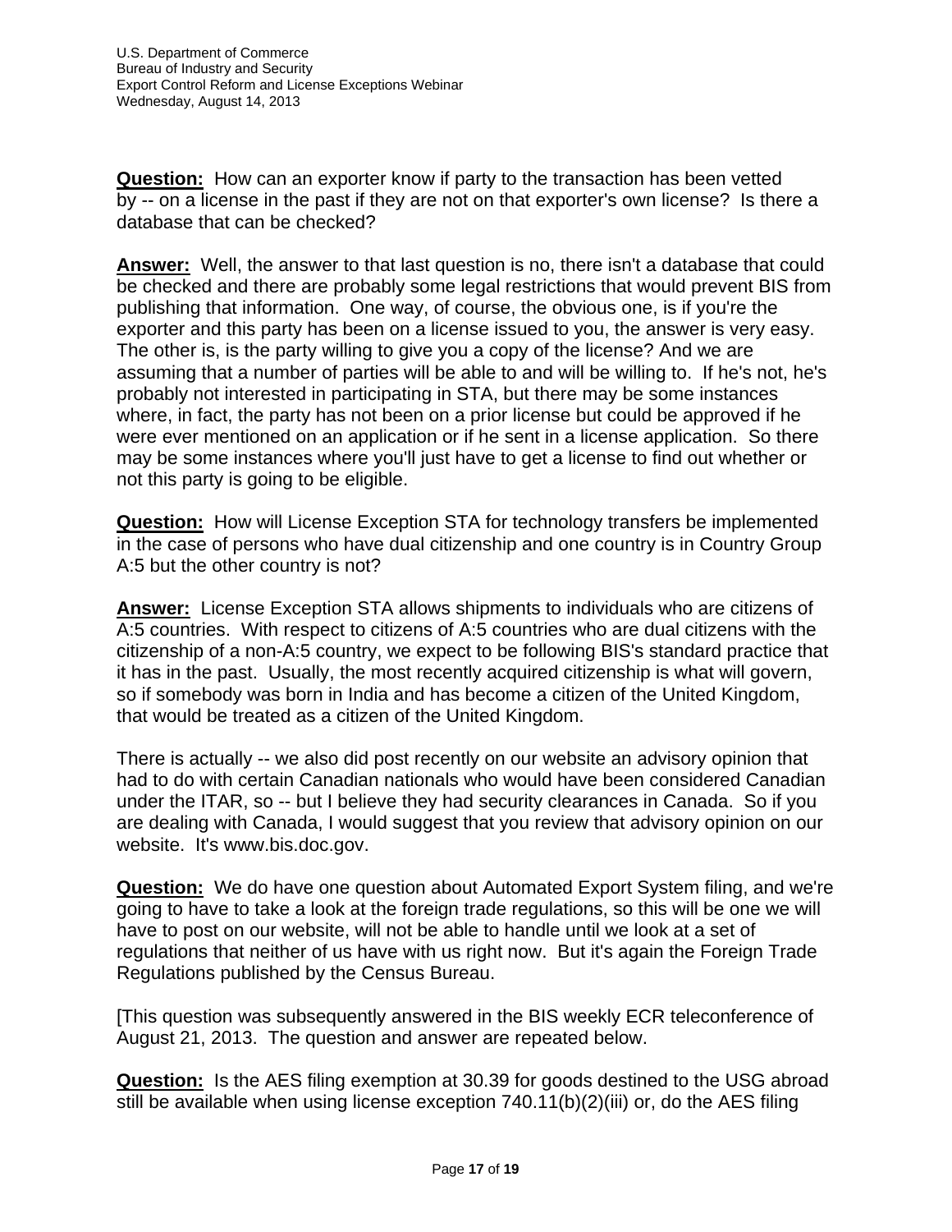**Question:** How can an exporter know if party to the transaction has been vetted by -- on a license in the past if they are not on that exporter's own license? Is there a database that can be checked?

**Answer:** Well, the answer to that last question is no, there isn't a database that could be checked and there are probably some legal restrictions that would prevent BIS from publishing that information. One way, of course, the obvious one, is if you're the exporter and this party has been on a license issued to you, the answer is very easy. The other is, is the party willing to give you a copy of the license? And we are assuming that a number of parties will be able to and will be willing to. If he's not, he's probably not interested in participating in STA, but there may be some instances where, in fact, the party has not been on a prior license but could be approved if he were ever mentioned on an application or if he sent in a license application. So there may be some instances where you'll just have to get a license to find out whether or not this party is going to be eligible.

**Question:** How will License Exception STA for technology transfers be implemented in the case of persons who have dual citizenship and one country is in Country Group A:5 but the other country is not?

**Answer:** License Exception STA allows shipments to individuals who are citizens of A:5 countries. With respect to citizens of A:5 countries who are dual citizens with the citizenship of a non-A:5 country, we expect to be following BIS's standard practice that it has in the past. Usually, the most recently acquired citizenship is what will govern, so if somebody was born in India and has become a citizen of the United Kingdom, that would be treated as a citizen of the United Kingdom.

There is actually -- we also did post recently on our website an advisory opinion that had to do with certain Canadian nationals who would have been considered Canadian under the ITAR, so -- but I believe they had security clearances in Canada. So if you are dealing with Canada, I would suggest that you review that advisory opinion on our website. It's www.bis.doc.gov.

**Question:** We do have one question about Automated Export System filing, and we're going to have to take a look at the foreign trade regulations, so this will be one we will have to post on our website, will not be able to handle until we look at a set of regulations that neither of us have with us right now. But it's again the Foreign Trade Regulations published by the Census Bureau.

[This question was subsequently answered in the BIS weekly ECR teleconference of August 21, 2013. The question and answer are repeated below.

**Question:** Is the AES filing exemption at 30.39 for goods destined to the USG abroad still be available when using license exception 740.11(b)(2)(iii) or, do the AES filing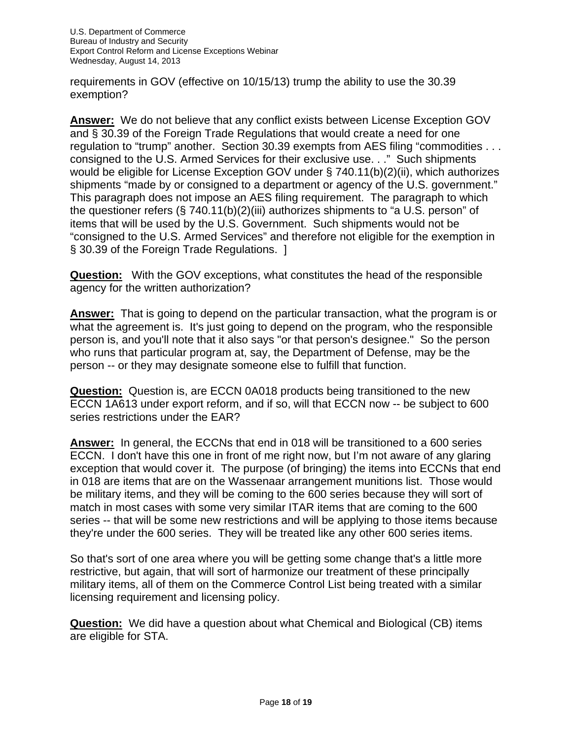requirements in GOV (effective on 10/15/13) trump the ability to use the 30.39 exemption?

**Answer:** We do not believe that any conflict exists between License Exception GOV and § 30.39 of the Foreign Trade Regulations that would create a need for one regulation to "trump" another. Section 30.39 exempts from AES filing "commodities . . . consigned to the U.S. Armed Services for their exclusive use. . ." Such shipments would be eligible for License Exception GOV under § 740.11(b)(2)(ii), which authorizes shipments "made by or consigned to a department or agency of the U.S. government." This paragraph does not impose an AES filing requirement. The paragraph to which the questioner refers (§ 740.11(b)(2)(iii) authorizes shipments to "a U.S. person" of items that will be used by the U.S. Government. Such shipments would not be "consigned to the U.S. Armed Services" and therefore not eligible for the exemption in § 30.39 of the Foreign Trade Regulations. ]

**Question:** With the GOV exceptions, what constitutes the head of the responsible agency for the written authorization?

**Answer:** That is going to depend on the particular transaction, what the program is or what the agreement is. It's just going to depend on the program, who the responsible person is, and you'll note that it also says "or that person's designee." So the person who runs that particular program at, say, the Department of Defense, may be the person -- or they may designate someone else to fulfill that function.

**Question:** Question is, are ECCN 0A018 products being transitioned to the new ECCN 1A613 under export reform, and if so, will that ECCN now -- be subject to 600 series restrictions under the EAR?

**Answer:** In general, the ECCNs that end in 018 will be transitioned to a 600 series ECCN. I don't have this one in front of me right now, but I'm not aware of any glaring exception that would cover it. The purpose (of bringing) the items into ECCNs that end in 018 are items that are on the Wassenaar arrangement munitions list. Those would be military items, and they will be coming to the 600 series because they will sort of match in most cases with some very similar ITAR items that are coming to the 600 series -- that will be some new restrictions and will be applying to those items because they're under the 600 series. They will be treated like any other 600 series items.

So that's sort of one area where you will be getting some change that's a little more restrictive, but again, that will sort of harmonize our treatment of these principally military items, all of them on the Commerce Control List being treated with a similar licensing requirement and licensing policy.

**Question:** We did have a question about what Chemical and Biological (CB) items are eligible for STA.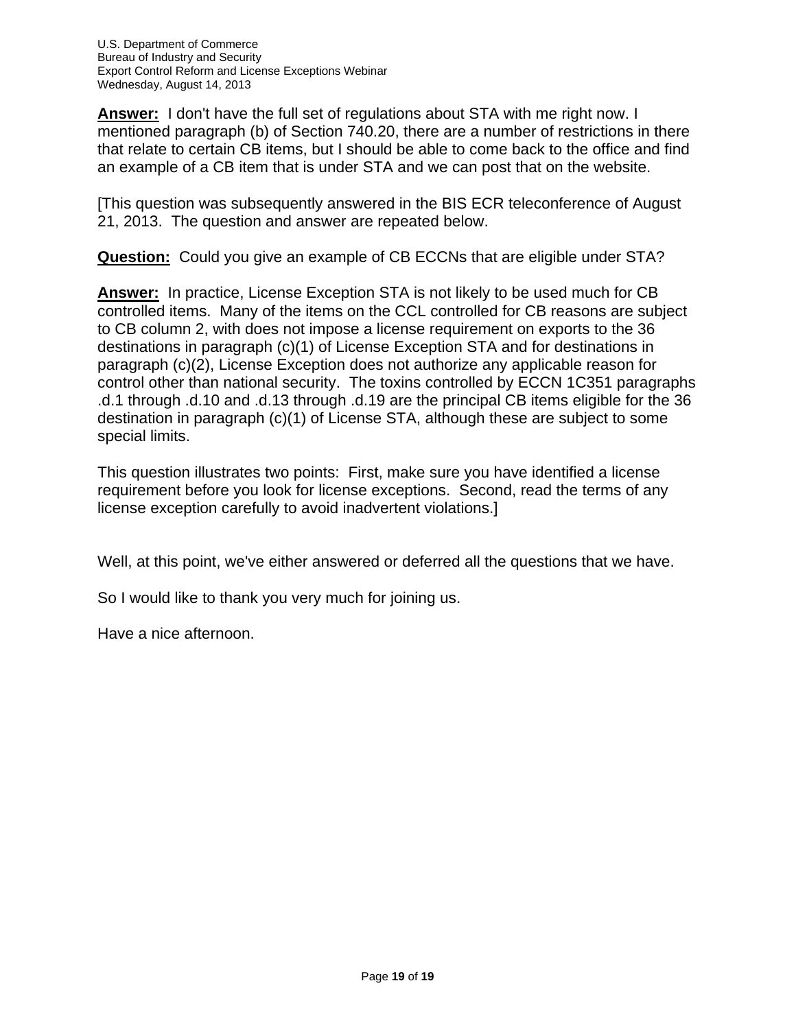**Answer:** I don't have the full set of regulations about STA with me right now. I mentioned paragraph (b) of Section 740.20, there are a number of restrictions in there that relate to certain CB items, but I should be able to come back to the office and find an example of a CB item that is under STA and we can post that on the website.

[This question was subsequently answered in the BIS ECR teleconference of August 21, 2013. The question and answer are repeated below.

**Question:** Could you give an example of CB ECCNs that are eligible under STA?

**Answer:** In practice, License Exception STA is not likely to be used much for CB controlled items. Many of the items on the CCL controlled for CB reasons are subject to CB column 2, with does not impose a license requirement on exports to the 36 destinations in paragraph (c)(1) of License Exception STA and for destinations in paragraph (c)(2), License Exception does not authorize any applicable reason for control other than national security. The toxins controlled by ECCN 1C351 paragraphs .d.1 through .d.10 and .d.13 through .d.19 are the principal CB items eligible for the 36 destination in paragraph (c)(1) of License STA, although these are subject to some special limits.

This question illustrates two points: First, make sure you have identified a license requirement before you look for license exceptions. Second, read the terms of any license exception carefully to avoid inadvertent violations.]

Well, at this point, we've either answered or deferred all the questions that we have.

So I would like to thank you very much for joining us.

Have a nice afternoon.